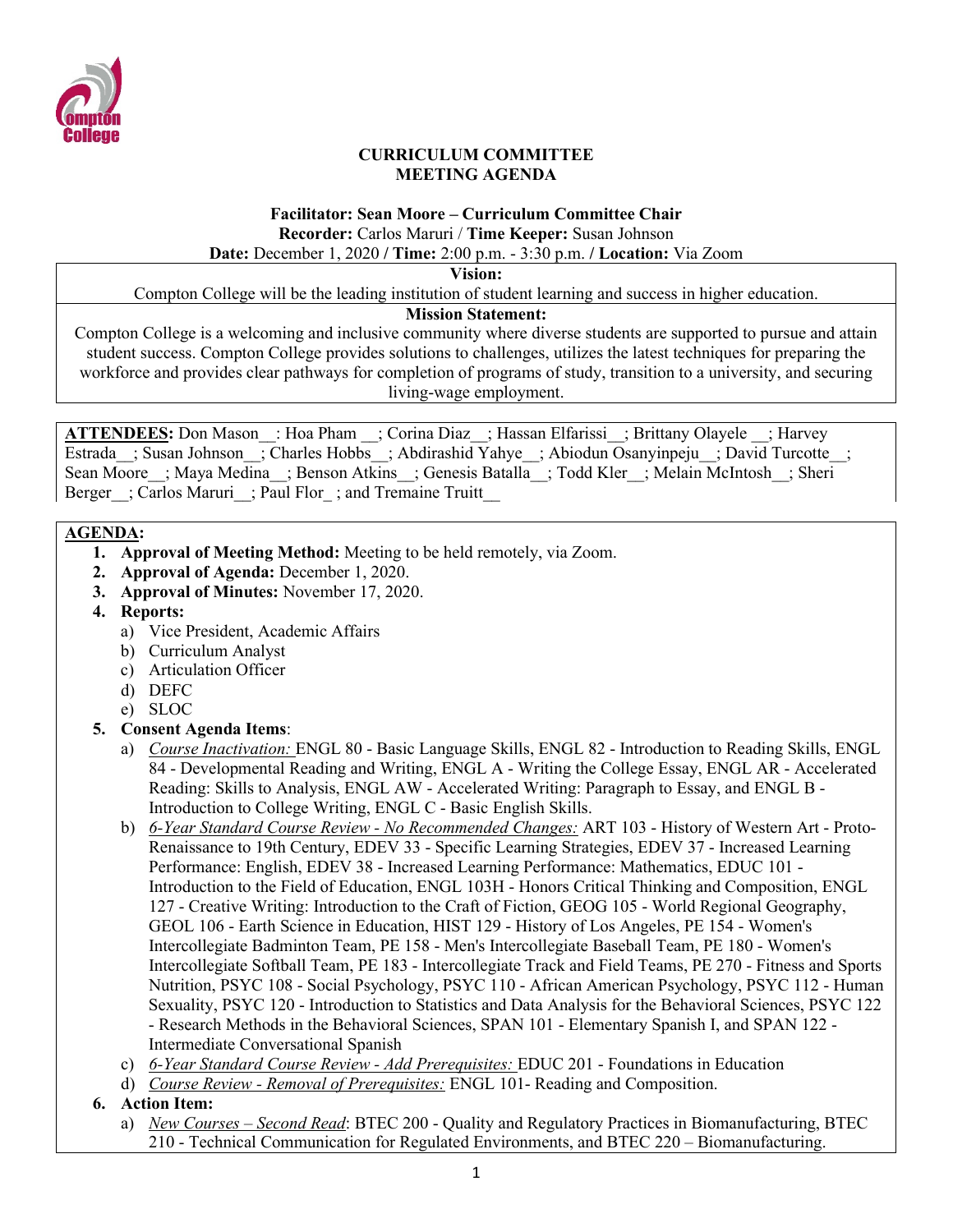**CURRICULUM COMMITTEE**
**MEETING AGENDA**

**Facilitator: Sean Moore – Curriculum Committee Chair**
**Recorder:** Carlos Maruri / **Time Keeper:** Susan Johnson
**Date:** December 1, 2020 / **Time:** 2:00 p.m. - 3:30 p.m. / **Location:** Via Zoom

**Vision:**
Compton College will be the leading institution of student learning and success in higher education.

**Mission Statement:**
Compton College is a welcoming and inclusive community where diverse students are supported to pursue and attain student success. Compton College provides solutions to challenges, utilizes the latest techniques for preparing the workforce and provides clear pathways for completion of programs of study, transition to a university, and securing living-wage employment.

**ATTENDEES:** Don Mason__: Hoa Pham __; Corina Diaz__; Hassan Elfarissi__; Brittany Olayele __; Harvey Estrada__; Susan Johnson__; Charles Hobbs__; Abdirashid Yahye__; Abiodun Osanyinpeju__; David Turcotte__; Sean Moore__; Maya Medina__; Benson Atkins__; Genesis Batalla__; Todd Kler__; Melain McIntosh__; Sheri Berger__; Carlos Maruri__; Paul Flor_ ; and Tremaine Truitt__

**AGENDA:**

1. **Approval of Meeting Method:** Meeting to be held remotely, via Zoom.
2. **Approval of Agenda:** December 1, 2020.
3. **Approval of Minutes:** November 17, 2020.
4. **Reports:**
   a) Vice President, Academic Affairs
   b) Curriculum Analyst
   c) Articulation Officer
   d) DEFC
   e) SLOC
5. **Consent Agenda Items**:
   a) *Course Inactivation:* ENGL 80 - Basic Language Skills, ENGL 82 - Introduction to Reading Skills, ENGL 84 - Developmental Reading and Writing, ENGL A - Writing the College Essay, ENGL AR - Accelerated Reading: Skills to Analysis, ENGL AW - Accelerated Writing: Paragraph to Essay, and ENGL B - Introduction to College Writing, ENGL C - Basic English Skills.
   b) *6-Year Standard Course Review - No Recommended Changes:* ART 103 - History of Western Art - Proto-Renaissance to 19th Century, EDEV 33 - Specific Learning Strategies, EDEV 37 - Increased Learning Performance: English, EDEV 38 - Increased Learning Performance: Mathematics, EDUC 101 - Introduction to the Field of Education, ENGL 103H - Honors Critical Thinking and Composition, ENGL 127 - Creative Writing: Introduction to the Craft of Fiction, GEOG 105 - World Regional Geography, GEOL 106 - Earth Science in Education, HIST 129 - History of Los Angeles, PE 154 - Women's Intercollegiate Badminton Team, PE 158 - Men's Intercollegiate Baseball Team, PE 180 - Women's Intercollegiate Softball Team, PE 183 - Intercollegiate Track and Field Teams, PE 270 - Fitness and Sports Nutrition, PSYC 108 - Social Psychology, PSYC 110 - African American Psychology, PSYC 112 - Human Sexuality, PSYC 120 - Introduction to Statistics and Data Analysis for the Behavioral Sciences, PSYC 122 - Research Methods in the Behavioral Sciences, SPAN 101 - Elementary Spanish I, and SPAN 122 - Intermediate Conversational Spanish
   c) *6-Year Standard Course Review - Add Prerequisites:* EDUC 201 - Foundations in Education
   d) *Course Review - Removal of Prerequisites:* ENGL 101- Reading and Composition.
6. **Action Item:**
   a) *New Courses – Second Read*: BTEC 200 - Quality and Regulatory Practices in Biomanufacturing, BTEC 210 - Technical Communication for Regulated Environments, and BTEC 220 – Biomanufacturing.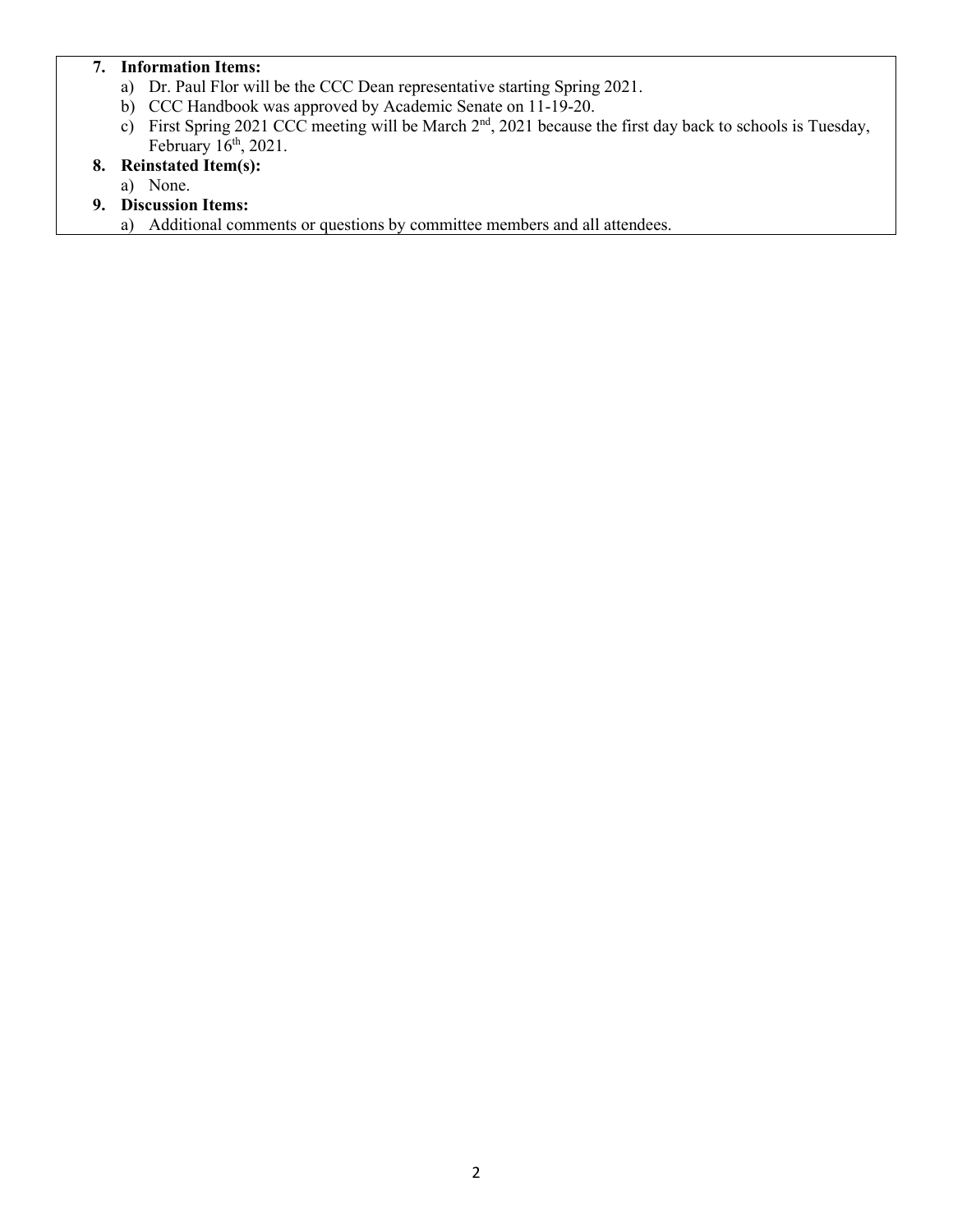7. **Information Items:**
   a) Dr. Paul Flor will be the CCC Dean representative starting Spring 2021.
   b) CCC Handbook was approved by Academic Senate on 11-19-20.
   c) First Spring 2021 CCC meeting will be March 2nd, 2021 because the first day back to schools is Tuesday, February 16th, 2021.
8. **Reinstated Item(s):**
   a) None.
9. **Discussion Items:**
   a) Additional comments or questions by committee members and all attendees.